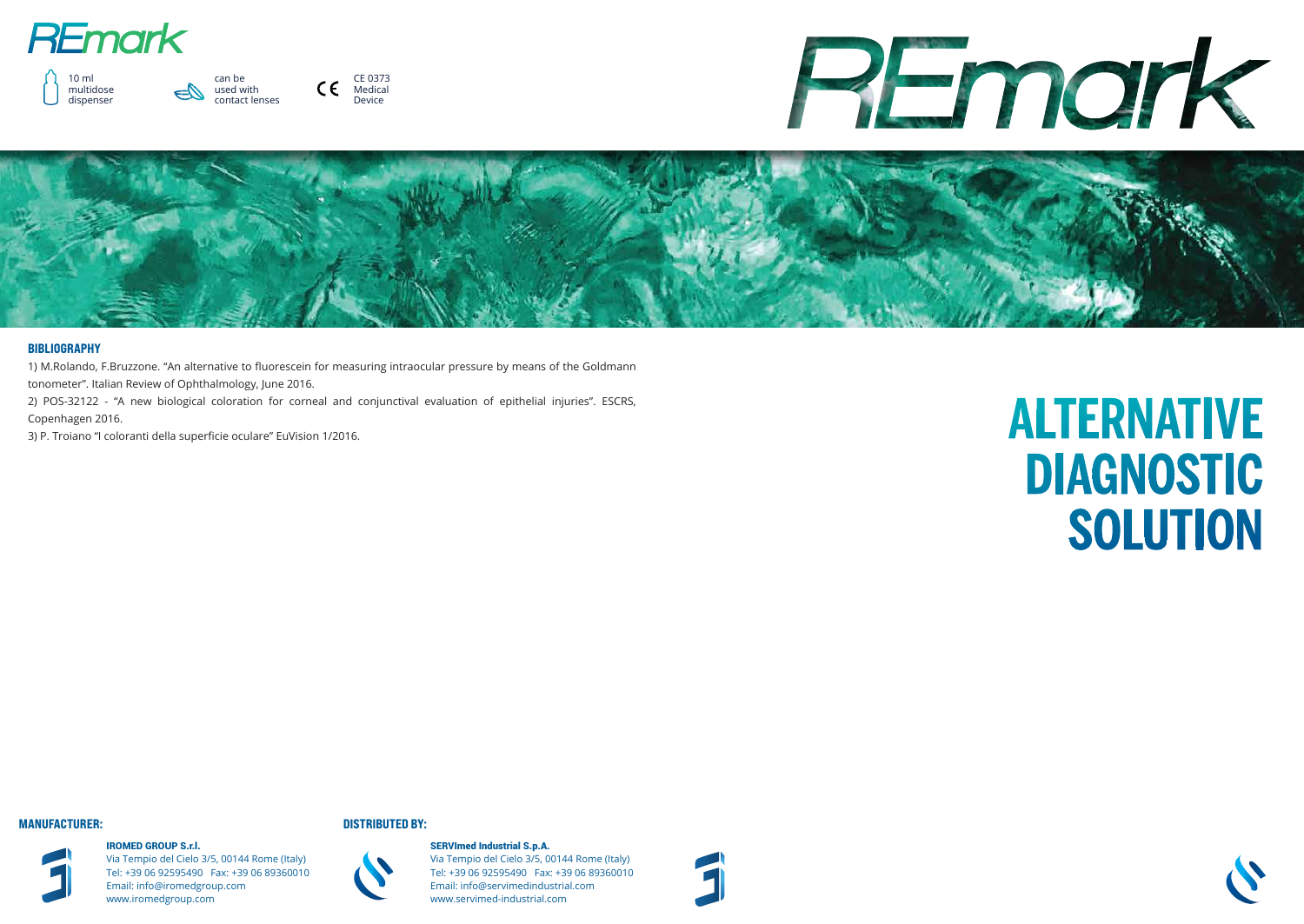# REmark

10 ml multidose dispenser

can be used with contact lenses

CE 0373 Medical Device

# REmark

## BIBLIOGRAPHY

1) M.Rolando, F.Bruzzone. "An alternative to fluorescein for measuring intraocular pressure by means of the Goldmann tonometer". Italian Review of Ophthalmology, June 2016.

2) POS-32122 - "A new biological coloration for corneal and conjunctival evaluation of epithelial injuries". ESCRS, Copenhagen 2016.

3) P. Troiano "I coloranti della superficie oculare" EuVision 1/2016.

# ALTERNATIVE DIAGNOSTIC SOLUTION

## MANUFACTURER:

**IROMED GROUP S.r.l.**
Via Tempio del Cielo 3/5, 00144 Rome (Italy)
Tel: +39 06 92595490 Fax: +39 06 89360010
Email: info@iromedgroup.com
www.iromedgroup.com

## DISTRIBUTED BY:

**SERVImed Industrial S.p.A.**
Via Tempio del Cielo 3/5, 00144 Rome (Italy)
Tel: +39 06 92595490 Fax: +39 06 89360010
Email: info@servimedindustrial.com
www.servimed-industrial.com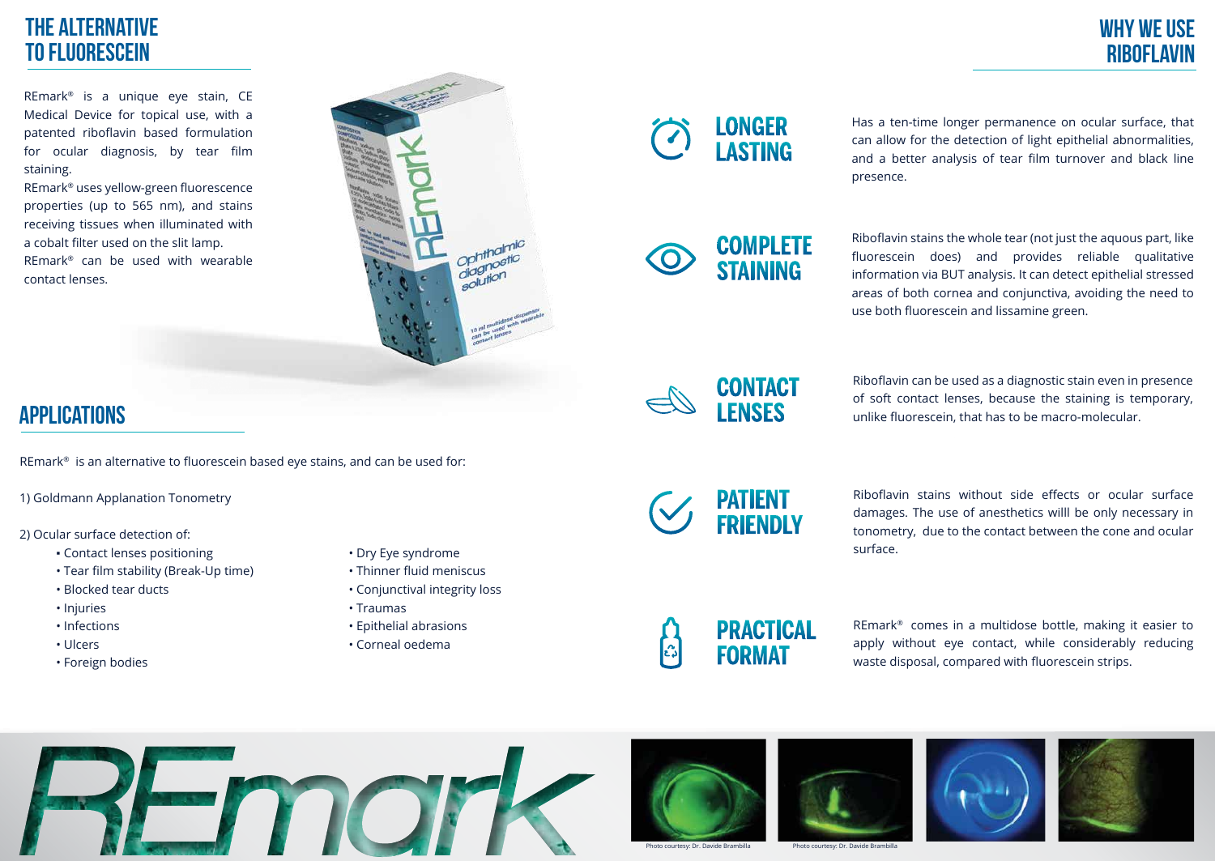# THE ALTERNATIVE TO FLUORESCEIN

REmark® is a unique eye stain, CE Medical Device for topical use, with a patented riboflavin based formulation for ocular diagnosis, by tear film staining.

REmark® uses yellow-green fluorescence properties (up to 565 nm), and stains receiving tissues when illuminated with a cobalt filter used on the slit lamp.

REmark® can be used with wearable contact lenses.

## APPLICATIONS

REmark® is an alternative to fluorescein based eye stains, and can be used for:

1) Goldmann Applanation Tonometry

2) Ocular surface detection of:

- Contact lenses positioning
- Tear film stability (Break-Up time)
- Blocked tear ducts
- Injuries
- Infections
- Ulcers
- Foreign bodies
- Dry Eye syndrome
- Thinner fluid meniscus
- Conjunctival integrity loss
- Traumas
- Epithelial abrasions
- Corneal oedema

# WHY WE USE RIBOFLAVIN

### LONGER LASTING

Has a ten-time longer permanence on ocular surface, that can allow for the detection of light epithelial abnormalities, and a better analysis of tear film turnover and black line presence.

### COMPLETE STAINING

Riboflavin stains the whole tear (not just the aquous part, like fluorescein does) and provides reliable qualitative information via BUT analysis. It can detect epithelial stressed areas of both cornea and conjunctiva, avoiding the need to use both fluorescein and lissamine green.

### CONTACT LENSES

Riboflavin can be used as a diagnostic stain even in presence of soft contact lenses, because the staining is temporary, unlike fluorescein, that has to be macro-molecular.

### PATIENT FRIENDLY

Riboflavin stains without side effects or ocular surface damages. The use of anesthetics willl be only necessary in tonometry, due to the contact between the cone and ocular surface.

### PRACTICAL FORMAT

REmark® comes in a multidose bottle, making it easier to apply without eye contact, while considerably reducing waste disposal, compared with fluorescein strips.

REmark

Photo courtesy: Dr. Davide Brambilla

Photo courtesy: Dr. Davide Brambilla